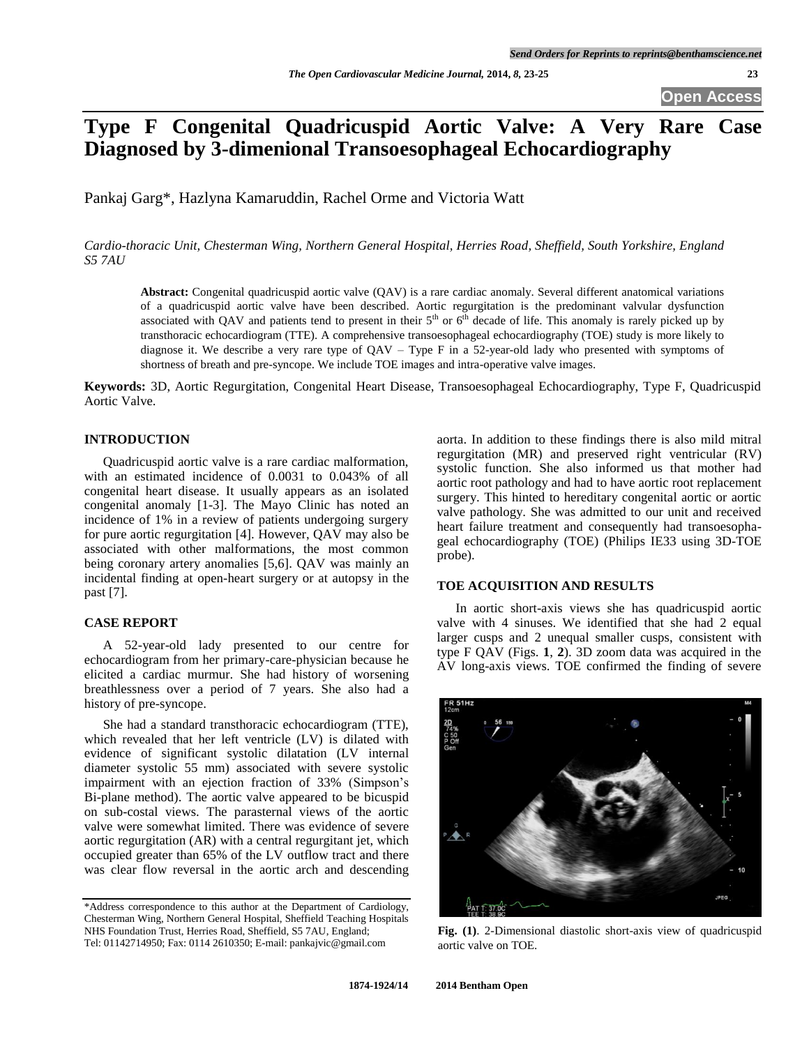# Type F Congenital Quadricuspid Aortic Valve: A Very Rare Case Diagnosed by 3-dimenional Transoesophageal Echocardiography

Pankaj Garg*, Hazlyna Kamaruddin, Rachel Orme and Victoria Watt

*Cardio-thoracic Unit, Chesterman Wing, Northern General Hospital, Herries Road, Sheffield, South Yorkshire, England S5 7AU*

**Abstract:** Congenital quadricuspid aortic valve (QAV) is a rare cardiac anomaly. Several different anatomical variations of a quadricuspid aortic valve have been described. Aortic regurgitation is the predominant valvular dysfunction associated with QAV and patients tend to present in their 5th or 6th decade of life. This anomaly is rarely picked up by transthoracic echocardiogram (TTE). A comprehensive transoesophageal echocardiography (TOE) study is more likely to diagnose it. We describe a very rare type of QAV – Type F in a 52-year-old lady who presented with symptoms of shortness of breath and pre-syncope. We include TOE images and intra-operative valve images.

**Keywords:** 3D, Aortic Regurgitation, Congenital Heart Disease, Transoesophageal Echocardiography, Type F, Quadricuspid Aortic Valve.

## INTRODUCTION

Quadricuspid aortic valve is a rare cardiac malformation, with an estimated incidence of 0.0031 to 0.043% of all congenital heart disease. It usually appears as an isolated congenital anomaly [1-3]. The Mayo Clinic has noted an incidence of 1% in a review of patients undergoing surgery for pure aortic regurgitation [4]. However, QAV may also be associated with other malformations, the most common being coronary artery anomalies [5,6]. QAV was mainly an incidental finding at open-heart surgery or at autopsy in the past [7].

## CASE REPORT

A 52-year-old lady presented to our centre for echocardiogram from her primary-care-physician because he elicited a cardiac murmur. She had history of worsening breathlessness over a period of 7 years. She also had a history of pre-syncope.

She had a standard transthoracic echocardiogram (TTE), which revealed that her left ventricle (LV) is dilated with evidence of significant systolic dilatation (LV internal diameter systolic 55 mm) associated with severe systolic impairment with an ejection fraction of 33% (Simpson's Bi-plane method). The aortic valve appeared to be bicuspid on sub-costal views. The parasternal views of the aortic valve were somewhat limited. There was evidence of severe aortic regurgitation (AR) with a central regurgitant jet, which occupied greater than 65% of the LV outflow tract and there was clear flow reversal in the aortic arch and descending aorta. In addition to these findings there is also mild mitral regurgitation (MR) and preserved right ventricular (RV) systolic function. She also informed us that mother had aortic root pathology and had to have aortic root replacement surgery. This hinted to hereditary congenital aortic or aortic valve pathology. She was admitted to our unit and received heart failure treatment and consequently had transoesophageal echocardiography (TOE) (Philips IE33 using 3D-TOE probe).

## TOE ACQUISITION AND RESULTS

In aortic short-axis views she has quadricuspid aortic valve with 4 sinuses. We identified that she had 2 equal larger cusps and 2 unequal smaller cusps, consistent with type F QAV (Figs. **1**, **2**). 3D zoom data was acquired in the AV long-axis views. TOE confirmed the finding of severe

**Fig. (1)**. 2-Dimensional diastolic short-axis view of quadricuspid aortic valve on TOE.

*Address correspondence to this author at the Department of Cardiology, Chesterman Wing, Northern General Hospital, Sheffield Teaching Hospitals NHS Foundation Trust, Herries Road, Sheffield, S5 7AU, England; Tel: 01142714950; Fax: 0114 2610350; E-mail: pankajvic@gmail.com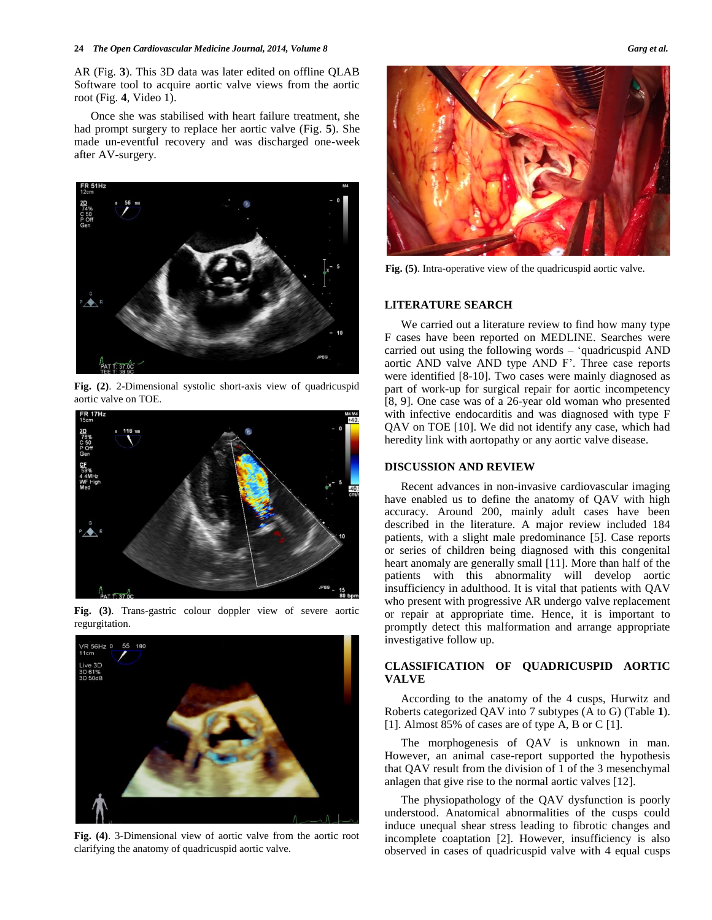AR (Fig. **3**). This 3D data was later edited on offline QLAB Software tool to acquire aortic valve views from the aortic root (Fig. **4**, Video 1).

Once she was stabilised with heart failure treatment, she had prompt surgery to replace her aortic valve (Fig. **5**). She made un-eventful recovery and was discharged one-week after AV-surgery.

**Fig. (2)**. 2-Dimensional systolic short-axis view of quadricuspid aortic valve on TOE.

**Fig. (3)**. Trans-gastric colour doppler view of severe aortic regurgitation.

**Fig. (4)**. 3-Dimensional view of aortic valve from the aortic root clarifying the anatomy of quadricuspid aortic valve.

**Fig. (5)**. Intra-operative view of the quadricuspid aortic valve.

## LITERATURE SEARCH

We carried out a literature review to find how many type F cases have been reported on MEDLINE. Searches were carried out using the following words – 'quadricuspid AND aortic AND valve AND type AND F'. Three case reports were identified [8-10]. Two cases were mainly diagnosed as part of work-up for surgical repair for aortic incompetency [8, 9]. One case was of a 26-year old woman who presented with infective endocarditis and was diagnosed with type F QAV on TOE [10]. We did not identify any case, which had heredity link with aortopathy or any aortic valve disease.

## DISCUSSION AND REVIEW

Recent advances in non-invasive cardiovascular imaging have enabled us to define the anatomy of QAV with high accuracy. Around 200, mainly adult cases have been described in the literature. A major review included 184 patients, with a slight male predominance [5]. Case reports or series of children being diagnosed with this congenital heart anomaly are generally small [11]. More than half of the patients with this abnormality will develop aortic insufficiency in adulthood. It is vital that patients with QAV who present with progressive AR undergo valve replacement or repair at appropriate time. Hence, it is important to promptly detect this malformation and arrange appropriate investigative follow up.

## CLASSIFICATION OF QUADRICUSPID AORTIC VALVE

According to the anatomy of the 4 cusps, Hurwitz and Roberts categorized QAV into 7 subtypes (A to G) (Table **1**). [1]. Almost 85% of cases are of type A, B or C [1].

The morphogenesis of QAV is unknown in man. However, an animal case-report supported the hypothesis that QAV result from the division of 1 of the 3 mesenchymal anlagen that give rise to the normal aortic valves [12].

The physiopathology of the QAV dysfunction is poorly understood. Anatomical abnormalities of the cusps could induce unequal shear stress leading to fibrotic changes and incomplete coaptation [2]. However, insufficiency is also observed in cases of quadricuspid valve with 4 equal cusps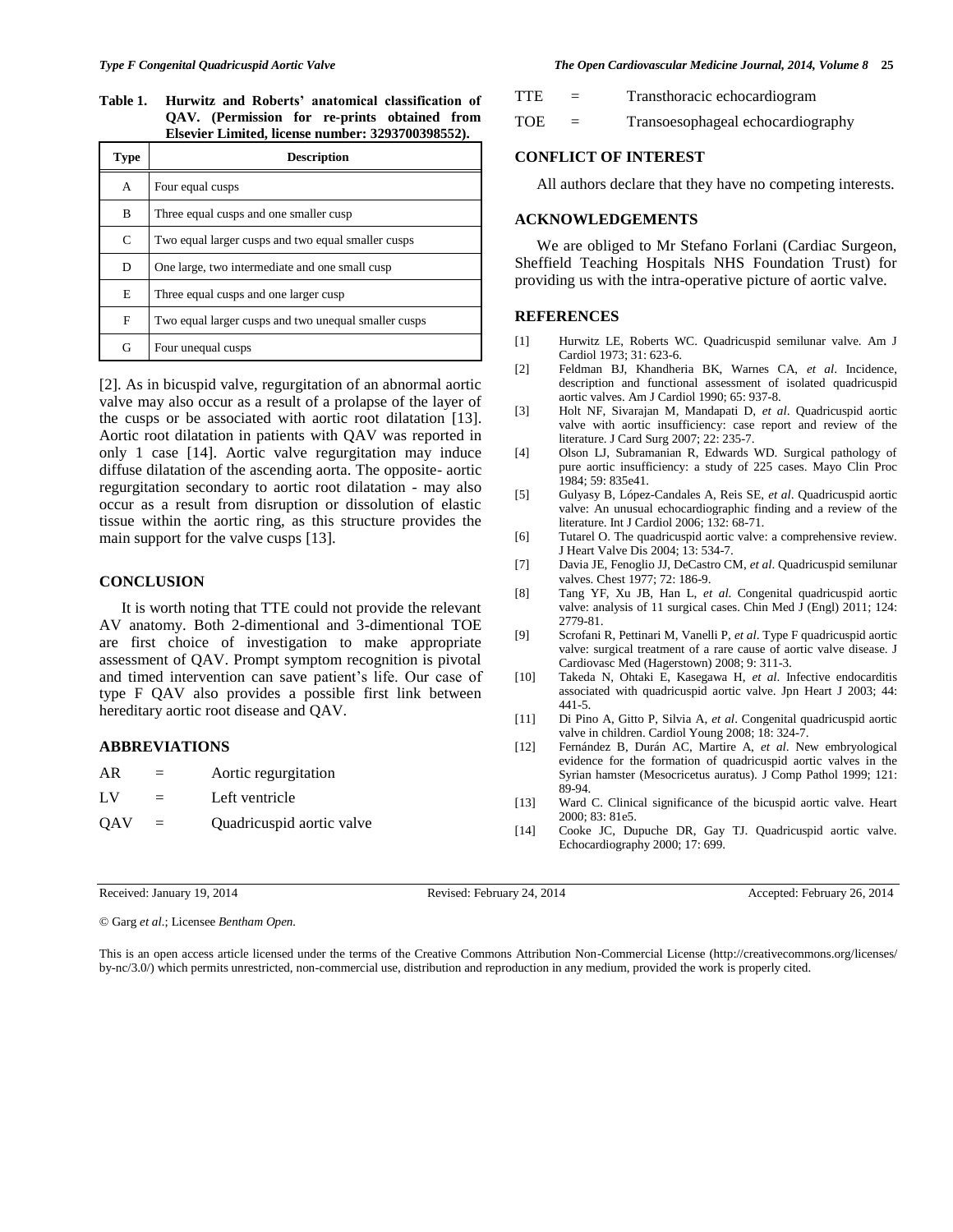**Table 1. Hurwitz and Roberts' anatomical classification of QAV. (Permission for re-prints obtained from Elsevier Limited, license number: 3293700398552).**

| Type | Description |
|---|---|
| A | Four equal cusps |
| B | Three equal cusps and one smaller cusp |
| C | Two equal larger cusps and two equal smaller cusps |
| D | One large, two intermediate and one small cusp |
| E | Three equal cusps and one larger cusp |
| F | Two equal larger cusps and two unequal smaller cusps |
| G | Four unequal cusps |

[2]. As in bicuspid valve, regurgitation of an abnormal aortic valve may also occur as a result of a prolapse of the layer of the cusps or be associated with aortic root dilatation [13]. Aortic root dilatation in patients with QAV was reported in only 1 case [14]. Aortic valve regurgitation may induce diffuse dilatation of the ascending aorta. The opposite- aortic regurgitation secondary to aortic root dilatation - may also occur as a result from disruption or dissolution of elastic tissue within the aortic ring, as this structure provides the main support for the valve cusps [13].

## CONCLUSION

It is worth noting that TTE could not provide the relevant AV anatomy. Both 2-dimentional and 3-dimentional TOE are first choice of investigation to make appropriate assessment of QAV. Prompt symptom recognition is pivotal and timed intervention can save patient's life. Our case of type F QAV also provides a possible first link between hereditary aortic root disease and QAV.

## ABBREVIATIONS

AR = Aortic regurgitation

LV = Left ventricle

QAV = Quadricuspid aortic valve

TTE = Transthoracic echocardiogram

TOE = Transoesophageal echocardiography

## CONFLICT OF INTEREST

All authors declare that they have no competing interests.

## ACKNOWLEDGEMENTS

We are obliged to Mr Stefano Forlani (Cardiac Surgeon, Sheffield Teaching Hospitals NHS Foundation Trust) for providing us with the intra-operative picture of aortic valve.

## REFERENCES

[1] Hurwitz LE, Roberts WC. Quadricuspid semilunar valve. Am J Cardiol 1973; 31: 623-6.

[2] Feldman BJ, Khandheria BK, Warnes CA, *et al*. Incidence, description and functional assessment of isolated quadricuspid aortic valves. Am J Cardiol 1990; 65: 937-8.

[3] Holt NF, Sivarajan M, Mandapati D, *et al*. Quadricuspid aortic valve with aortic insufficiency: case report and review of the literature. J Card Surg 2007; 22: 235-7.

[4] Olson LJ, Subramanian R, Edwards WD. Surgical pathology of pure aortic insufficiency: a study of 225 cases. Mayo Clin Proc 1984; 59: 835e41.

[5] Gulyasy B, López-Candales A, Reis SE, *et al*. Quadricuspid aortic valve: An unusual echocardiographic finding and a review of the literature. Int J Cardiol 2006; 132: 68-71.

[6] Tutarel O. The quadricuspid aortic valve: a comprehensive review. J Heart Valve Dis 2004; 13: 534-7.

[7] Davia JE, Fenoglio JJ, DeCastro CM, *et al*. Quadricuspid semilunar valves. Chest 1977; 72: 186-9.

[8] Tang YF, Xu JB, Han L, *et al*. Congenital quadricuspid aortic valve: analysis of 11 surgical cases. Chin Med J (Engl) 2011; 124: 2779-81.

[9] Scrofani R, Pettinari M, Vanelli P, *et al*. Type F quadricuspid aortic valve: surgical treatment of a rare cause of aortic valve disease. J Cardiovasc Med (Hagerstown) 2008; 9: 311-3.

[10] Takeda N, Ohtaki E, Kasegawa H, *et al*. Infective endocarditis associated with quadricuspid aortic valve. Jpn Heart J 2003; 44: 441-5.

[11] Di Pino A, Gitto P, Silvia A, *et al*. Congenital quadricuspid aortic valve in children. Cardiol Young 2008; 18: 324-7.

[12] Fernández B, Durán AC, Martire A, *et al*. New embryological evidence for the formation of quadricuspid aortic valves in the Syrian hamster (Mesocricetus auratus). J Comp Pathol 1999; 121: 89-94.

[13] Ward C. Clinical significance of the bicuspid aortic valve. Heart 2000; 83: 81e5.

[14] Cooke JC, Dupuche DR, Gay TJ. Quadricuspid aortic valve. Echocardiography 2000; 17: 699.

Received: January 19, 2014 Revised: February 24, 2014 Accepted: February 26, 2014

© Garg *et al*.; Licensee *Bentham Open*.

This is an open access article licensed under the terms of the Creative Commons Attribution Non-Commercial License (http://creativecommons.org/licenses/by-nc/3.0/) which permits unrestricted, non-commercial use, distribution and reproduction in any medium, provided the work is properly cited.